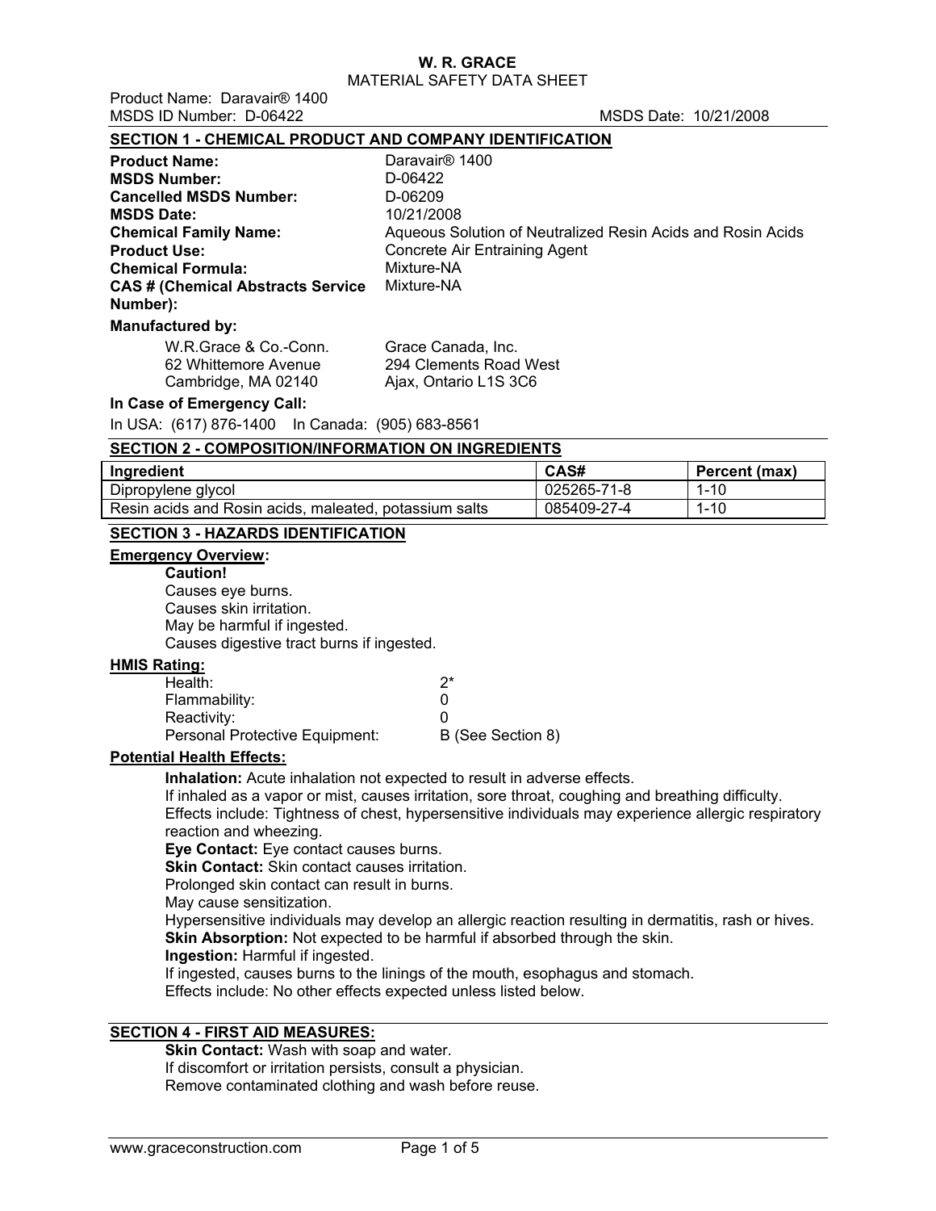# W. R. GRACE

MATERIAL SAFETY DATA SHEET

Product Name: Daravair® 1400
MSDS ID Number: D-06422 MSDS Date: 10/21/2008

## SECTION 1 - CHEMICAL PRODUCT AND COMPANY IDENTIFICATION

**Product Name:** Daravair® 1400
**MSDS Number:** D-06422
**Cancelled MSDS Number:** D-06209
**MSDS Date:** 10/21/2008
**Chemical Family Name:** Aqueous Solution of Neutralized Resin Acids and Rosin Acids
**Product Use:** Concrete Air Entraining Agent
**Chemical Formula:** Mixture-NA
**CAS # (Chemical Abstracts Service Number):** Mixture-NA

**Manufactured by:**

W.R.Grace & Co.-Conn.
62 Whittemore Avenue
Cambridge, MA 02140

Grace Canada, Inc.
294 Clements Road West
Ajax, Ontario L1S 3C6

**In Case of Emergency Call:**

In USA: (617) 876-1400 In Canada: (905) 683-8561

## SECTION 2 - COMPOSITION/INFORMATION ON INGREDIENTS

| Ingredient | CAS# | Percent (max) |
|---|---|---|
| Dipropylene glycol | 025265-71-8 | 1-10 |
| Resin acids and Rosin acids, maleated, potassium salts | 085409-27-4 | 1-10 |

## SECTION 3 - HAZARDS IDENTIFICATION

**Emergency Overview:**

**Caution!**
Causes eye burns.
Causes skin irritation.
May be harmful if ingested.
Causes digestive tract burns if ingested.

**HMIS Rating:**

Health: 2*
Flammability: 0
Reactivity: 0
Personal Protective Equipment: B (See Section 8)

**Potential Health Effects:**

**Inhalation:** Acute inhalation not expected to result in adverse effects.
If inhaled as a vapor or mist, causes irritation, sore throat, coughing and breathing difficulty.
Effects include: Tightness of chest, hypersensitive individuals may experience allergic respiratory reaction and wheezing.
**Eye Contact:** Eye contact causes burns.
**Skin Contact:** Skin contact causes irritation.
Prolonged skin contact can result in burns.
May cause sensitization.
Hypersensitive individuals may develop an allergic reaction resulting in dermatitis, rash or hives.
**Skin Absorption:** Not expected to be harmful if absorbed through the skin.
**Ingestion:** Harmful if ingested.
If ingested, causes burns to the linings of the mouth, esophagus and stomach.
Effects include: No other effects expected unless listed below.

## SECTION 4 - FIRST AID MEASURES:

**Skin Contact:** Wash with soap and water.
If discomfort or irritation persists, consult a physician.
Remove contaminated clothing and wash before reuse.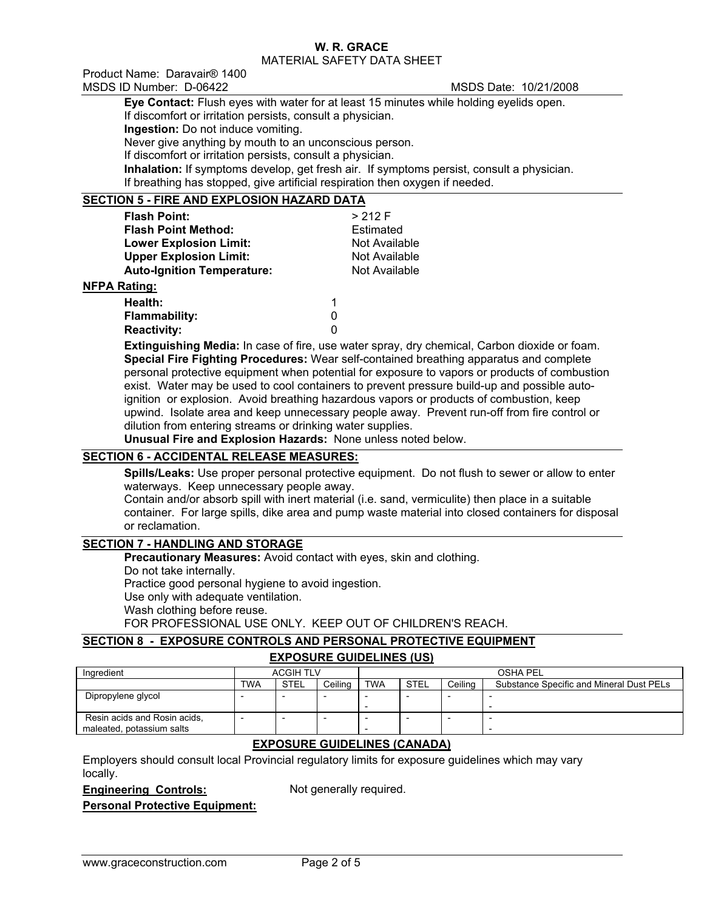**Eye Contact:** Flush eyes with water for at least 15 minutes while holding eyelids open.
If discomfort or irritation persists, consult a physician.
**Ingestion:** Do not induce vomiting.
Never give anything by mouth to an unconscious person.
If discomfort or irritation persists, consult a physician.
**Inhalation:** If symptoms develop, get fresh air. If symptoms persist, consult a physician.
If breathing has stopped, give artificial respiration then oxygen if needed.

## SECTION 5 - FIRE AND EXPLOSION HAZARD DATA

| | |
|---|---|
| **Flash Point:** | > 212 F |
| **Flash Point Method:** | Estimated |
| **Lower Explosion Limit:** | Not Available |
| **Upper Explosion Limit:** | Not Available |
| **Auto-Ignition Temperature:** | Not Available |

**NFPA Rating:**

| | |
|---|---|
| **Health:** | 1 |
| **Flammability:** | 0 |
| **Reactivity:** | 0 |

**Extinguishing Media:** In case of fire, use water spray, dry chemical, Carbon dioxide or foam.
**Special Fire Fighting Procedures:** Wear self-contained breathing apparatus and complete personal protective equipment when potential for exposure to vapors or products of combustion exist. Water may be used to cool containers to prevent pressure build-up and possible auto-ignition or explosion. Avoid breathing hazardous vapors or products of combustion, keep upwind. Isolate area and keep unnecessary people away. Prevent run-off from fire control or dilution from entering streams or drinking water supplies.
**Unusual Fire and Explosion Hazards:** None unless noted below.

## SECTION 6 - ACCIDENTAL RELEASE MEASURES:

**Spills/Leaks:** Use proper personal protective equipment. Do not flush to sewer or allow to enter waterways. Keep unnecessary people away.
Contain and/or absorb spill with inert material (i.e. sand, vermiculite) then place in a suitable container. For large spills, dike area and pump waste material into closed containers for disposal or reclamation.

## SECTION 7 - HANDLING AND STORAGE

**Precautionary Measures:** Avoid contact with eyes, skin and clothing.
Do not take internally.
Practice good personal hygiene to avoid ingestion.
Use only with adequate ventilation.
Wash clothing before reuse.
FOR PROFESSIONAL USE ONLY. KEEP OUT OF CHILDREN'S REACH.

## SECTION 8 - EXPOSURE CONTROLS AND PERSONAL PROTECTIVE EQUIPMENT

### EXPOSURE GUIDELINES (US)

| Ingredient | ACGIH TLV | | | OSHA PEL | | | |
|---|---|---|---|---|---|---|---|
| | TWA | STEL | Ceiling | TWA | STEL | Ceiling | Substance Specific and Mineral Dust PELs |
| Dipropylene glycol | - | - | - | - <br> - | - | - | - <br> - |
| Resin acids and Rosin acids, maleated, potassium salts | - | - | - | - <br> - | - | - | - <br> - |

### EXPOSURE GUIDELINES (CANADA)

Employers should consult local Provincial regulatory limits for exposure guidelines which may vary locally.

**Engineering Controls:** Not generally required.

**Personal Protective Equipment:**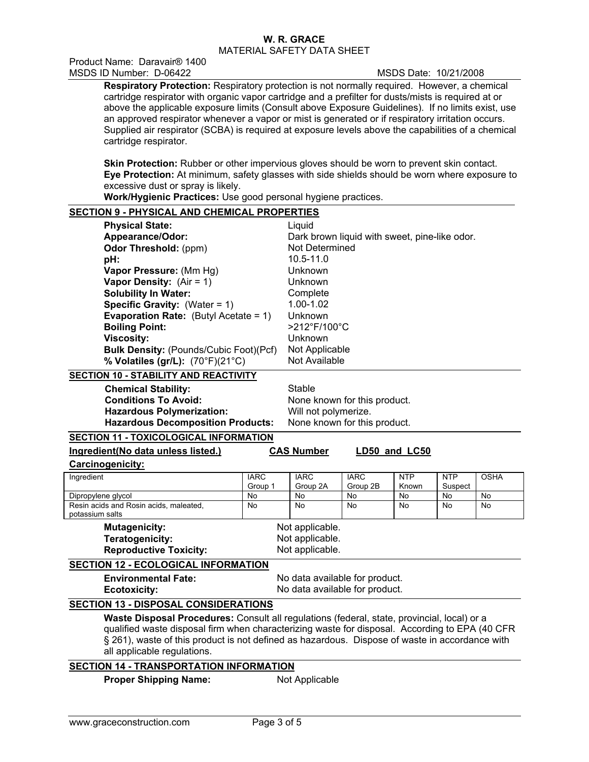**Respiratory Protection:** Respiratory protection is not normally required. However, a chemical cartridge respirator with organic vapor cartridge and a prefilter for dusts/mists is required at or above the applicable exposure limits (Consult above Exposure Guidelines). If no limits exist, use an approved respirator whenever a vapor or mist is generated or if respiratory irritation occurs. Supplied air respirator (SCBA) is required at exposure levels above the capabilities of a chemical cartridge respirator.

**Skin Protection:** Rubber or other impervious gloves should be worn to prevent skin contact.
**Eye Protection:** At minimum, safety glasses with side shields should be worn where exposure to excessive dust or spray is likely.
**Work/Hygienic Practices:** Use good personal hygiene practices.

## SECTION 9 - PHYSICAL AND CHEMICAL PROPERTIES

| | |
|---|---|
| **Physical State:** | Liquid |
| **Appearance/Odor:** | Dark brown liquid with sweet, pine-like odor. |
| **Odor Threshold:** (ppm) | Not Determined |
| **pH:** | 10.5-11.0 |
| **Vapor Pressure:** (Mm Hg) | Unknown |
| **Vapor Density:** (Air = 1) | Unknown |
| **Solubility In Water:** | Complete |
| **Specific Gravity:** (Water = 1) | 1.00-1.02 |
| **Evaporation Rate:** (Butyl Acetate = 1) | Unknown |
| **Boiling Point:** | >212°F/100°C |
| **Viscosity:** | Unknown |
| **Bulk Density:** (Pounds/Cubic Foot)(Pcf) | Not Applicable |
| **% Volatiles (gr/L):** (70°F)(21°C) | Not Available |

## SECTION 10 - STABILITY AND REACTIVITY

| | |
|---|---|
| **Chemical Stability:** | Stable |
| **Conditions To Avoid:** | None known for this product. |
| **Hazardous Polymerization:** | Will not polymerize. |
| **Hazardous Decomposition Products:** | None known for this product. |

## SECTION 11 - TOXICOLOGICAL INFORMATION

**Ingredient(No data unless listed.)** **CAS Number** **LD50 and LC50**

**Carcinogenicity:**

| Ingredient | IARC Group 1 | IARC Group 2A | IARC Group 2B | NTP Known | NTP Suspect | OSHA |
|---|---|---|---|---|---|---|
| Dipropylene glycol | No | No | No | No | No | No |
| Resin acids and Rosin acids, maleated, potassium salts | No | No | No | No | No | No |

| | |
|---|---|
| **Mutagenicity:** | Not applicable. |
| **Teratogenicity:** | Not applicable. |
| **Reproductive Toxicity:** | Not applicable. |

## SECTION 12 - ECOLOGICAL INFORMATION

| | |
|---|---|
| **Environmental Fate:** | No data available for product. |
| **Ecotoxicity:** | No data available for product. |

## SECTION 13 - DISPOSAL CONSIDERATIONS

**Waste Disposal Procedures:** Consult all regulations (federal, state, provincial, local) or a qualified waste disposal firm when characterizing waste for disposal. According to EPA (40 CFR § 261), waste of this product is not defined as hazardous. Dispose of waste in accordance with all applicable regulations.

## SECTION 14 - TRANSPORTATION INFORMATION

**Proper Shipping Name:** Not Applicable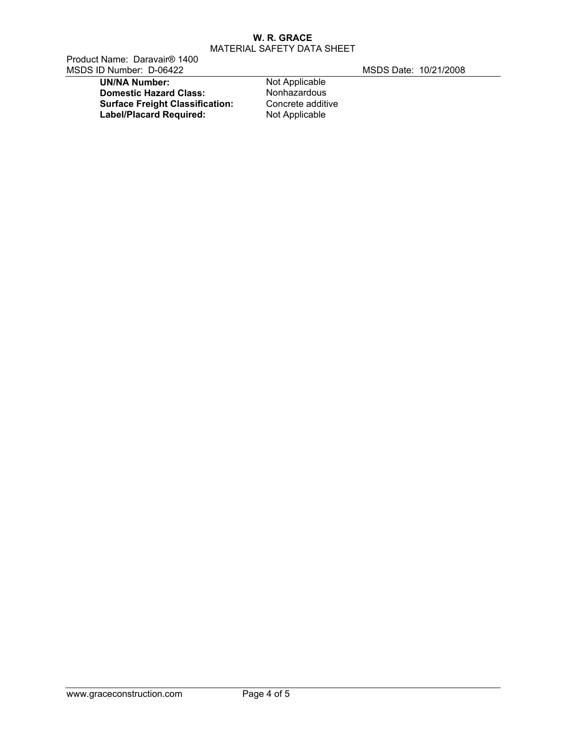| | |
|---|---|
| **UN/NA Number:** | Not Applicable |
| **Domestic Hazard Class:** | Nonhazardous |
| **Surface Freight Classification:** | Concrete additive |
| **Label/Placard Required:** | Not Applicable |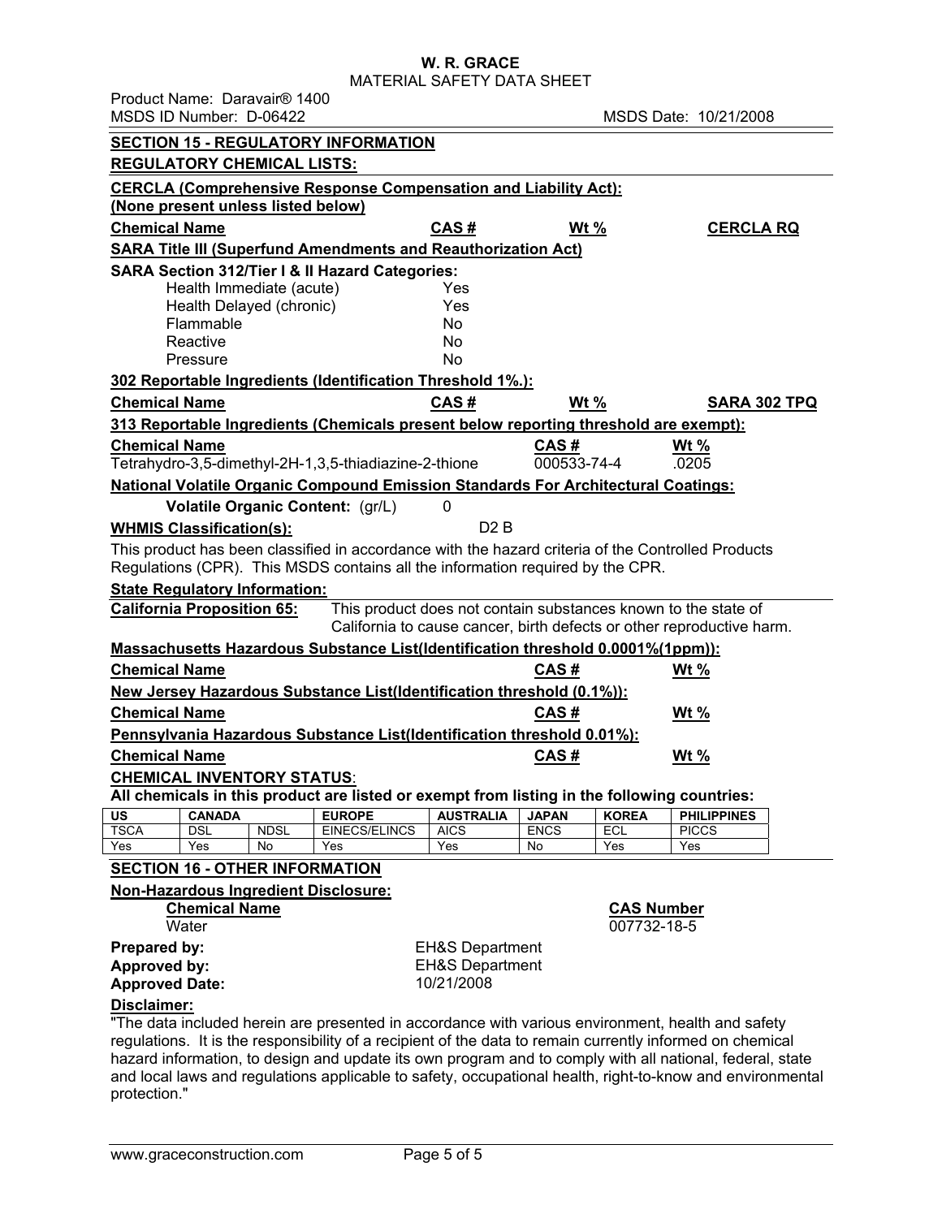W. R. GRACE
MATERIAL SAFETY DATA SHEET

Product Name: Daravair® 1400
MSDS ID Number: D-06422
MSDS Date: 10/21/2008

## SECTION 15 - REGULATORY INFORMATION

### REGULATORY CHEMICAL LISTS:

**CERCLA (Comprehensive Response Compensation and Liability Act):**
**(None present unless listed below)**

| Chemical Name | CAS # | Wt % | CERCLA RQ |
|---|---|---|---|

**SARA Title III (Superfund Amendments and Reauthorization Act)**

**SARA Section 312/Tier I & II Hazard Categories:**

| | |
|---|---|
| Health Immediate (acute) | Yes |
| Health Delayed (chronic) | Yes |
| Flammable | No |
| Reactive | No |
| Pressure | No |

**302 Reportable Ingredients (Identification Threshold 1%.):**

| Chemical Name | CAS # | Wt % | SARA 302 TPQ |
|---|---|---|---|

**313 Reportable Ingredients (Chemicals present below reporting threshold are exempt):**

| Chemical Name | CAS # | Wt % |
|---|---|---|
| Tetrahydro-3,5-dimethyl-2H-1,3,5-thiadiazine-2-thione | 000533-74-4 | .0205 |

**National Volatile Organic Compound Emission Standards For Architectural Coatings:**

**Volatile Organic Content:** (gr/L) 0

**WHMIS Classification(s):** D2 B

This product has been classified in accordance with the hazard criteria of the Controlled Products Regulations (CPR). This MSDS contains all the information required by the CPR.

**State Regulatory Information:**

**California Proposition 65:** This product does not contain substances known to the state of California to cause cancer, birth defects or other reproductive harm.

**Massachusetts Hazardous Substance List(Identification threshold 0.0001%(1ppm)):**

| Chemical Name | CAS # | Wt % |
|---|---|---|

**New Jersey Hazardous Substance List(Identification threshold (0.1%)):**

| Chemical Name | CAS # | Wt % |
|---|---|---|

**Pennsylvania Hazardous Substance List(Identification threshold 0.01%):**

| Chemical Name | CAS # | Wt % |
|---|---|---|

**CHEMICAL INVENTORY STATUS:**

**All chemicals in this product are listed or exempt from listing in the following countries:**

| US | CANADA | | EUROPE | AUSTRALIA | JAPAN | KOREA | PHILIPPINES |
|---|---|---|---|---|---|---|---|
| TSCA | DSL | NDSL | EINECS/ELINCS | AICS | ENCS | ECL | PICCS |
| Yes | Yes | No | Yes | Yes | No | Yes | Yes |

## SECTION 16 - OTHER INFORMATION

**Non-Hazardous Ingredient Disclosure:**

| Chemical Name | CAS Number |
|---|---|
| Water | 007732-18-5 |

**Prepared by:** EH&S Department
**Approved by:** EH&S Department
**Approved Date:** 10/21/2008

**Disclaimer:**

"The data included herein are presented in accordance with various environment, health and safety regulations. It is the responsibility of a recipient of the data to remain currently informed on chemical hazard information, to design and update its own program and to comply with all national, federal, state and local laws and regulations applicable to safety, occupational health, right-to-know and environmental protection."

www.graceconstruction.com